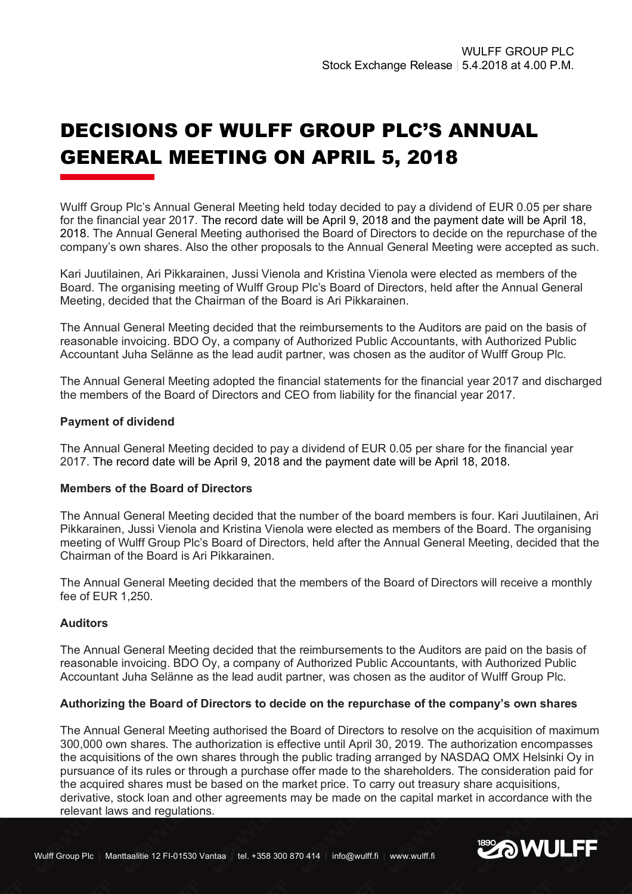WULFF GROUP PLC
Stock Exchange Release | 5.4.2018 at 4.00 P.M.

# DECISIONS OF WULFF GROUP PLC'S ANNUAL GENERAL MEETING ON APRIL 5, 2018

Wulff Group Plc's Annual General Meeting held today decided to pay a dividend of EUR 0.05 per share for the financial year 2017. The record date will be April 9, 2018 and the payment date will be April 18, 2018. The Annual General Meeting authorised the Board of Directors to decide on the repurchase of the company's own shares. Also the other proposals to the Annual General Meeting were accepted as such.

Kari Juutilainen, Ari Pikkarainen, Jussi Vienola and Kristina Vienola were elected as members of the Board. The organising meeting of Wulff Group Plc's Board of Directors, held after the Annual General Meeting, decided that the Chairman of the Board is Ari Pikkarainen.

The Annual General Meeting decided that the reimbursements to the Auditors are paid on the basis of reasonable invoicing. BDO Oy, a company of Authorized Public Accountants, with Authorized Public Accountant Juha Selänne as the lead audit partner, was chosen as the auditor of Wulff Group Plc.

The Annual General Meeting adopted the financial statements for the financial year 2017 and discharged the members of the Board of Directors and CEO from liability for the financial year 2017.

### Payment of dividend

The Annual General Meeting decided to pay a dividend of EUR 0.05 per share for the financial year 2017. The record date will be April 9, 2018 and the payment date will be April 18, 2018.

### Members of the Board of Directors

The Annual General Meeting decided that the number of the board members is four. Kari Juutilainen, Ari Pikkarainen, Jussi Vienola and Kristina Vienola were elected as members of the Board. The organising meeting of Wulff Group Plc's Board of Directors, held after the Annual General Meeting, decided that the Chairman of the Board is Ari Pikkarainen.

The Annual General Meeting decided that the members of the Board of Directors will receive a monthly fee of EUR 1,250.

### Auditors

The Annual General Meeting decided that the reimbursements to the Auditors are paid on the basis of reasonable invoicing. BDO Oy, a company of Authorized Public Accountants, with Authorized Public Accountant Juha Selänne as the lead audit partner, was chosen as the auditor of Wulff Group Plc.

### Authorizing the Board of Directors to decide on the repurchase of the company's own shares

The Annual General Meeting authorised the Board of Directors to resolve on the acquisition of maximum 300,000 own shares. The authorization is effective until April 30, 2019. The authorization encompasses the acquisitions of the own shares through the public trading arranged by NASDAQ OMX Helsinki Oy in pursuance of its rules or through a purchase offer made to the shareholders. The consideration paid for the acquired shares must be based on the market price. To carry out treasury share acquisitions, derivative, stock loan and other agreements may be made on the capital market in accordance with the relevant laws and regulations.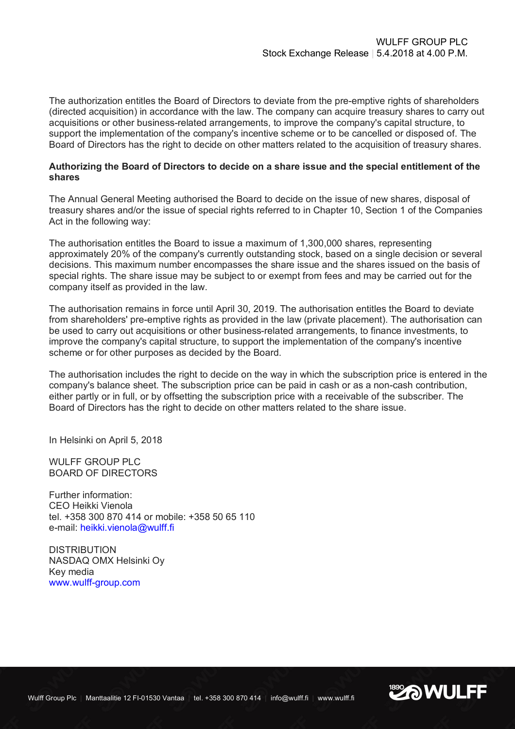The authorization entitles the Board of Directors to deviate from the pre-emptive rights of shareholders (directed acquisition) in accordance with the law. The company can acquire treasury shares to carry out acquisitions or other business-related arrangements, to improve the company's capital structure, to support the implementation of the company's incentive scheme or to be cancelled or disposed of. The Board of Directors has the right to decide on other matters related to the acquisition of treasury shares.

**Authorizing the Board of Directors to decide on a share issue and the special entitlement of the shares**

The Annual General Meeting authorised the Board to decide on the issue of new shares, disposal of treasury shares and/or the issue of special rights referred to in Chapter 10, Section 1 of the Companies Act in the following way:

The authorisation entitles the Board to issue a maximum of 1,300,000 shares, representing approximately 20% of the company's currently outstanding stock, based on a single decision or several decisions. This maximum number encompasses the share issue and the shares issued on the basis of special rights. The share issue may be subject to or exempt from fees and may be carried out for the company itself as provided in the law.

The authorisation remains in force until April 30, 2019. The authorisation entitles the Board to deviate from shareholders' pre-emptive rights as provided in the law (private placement). The authorisation can be used to carry out acquisitions or other business-related arrangements, to finance investments, to improve the company's capital structure, to support the implementation of the company's incentive scheme or for other purposes as decided by the Board.

The authorisation includes the right to decide on the way in which the subscription price is entered in the company's balance sheet. The subscription price can be paid in cash or as a non-cash contribution, either partly or in full, or by offsetting the subscription price with a receivable of the subscriber. The Board of Directors has the right to decide on other matters related to the share issue.

In Helsinki on April 5, 2018

WULFF GROUP PLC
BOARD OF DIRECTORS

Further information:
CEO Heikki Vienola
tel. +358 300 870 414 or mobile: +358 50 65 110
e-mail: heikki.vienola@wulff.fi

DISTRIBUTION
NASDAQ OMX Helsinki Oy
Key media
www.wulff-group.com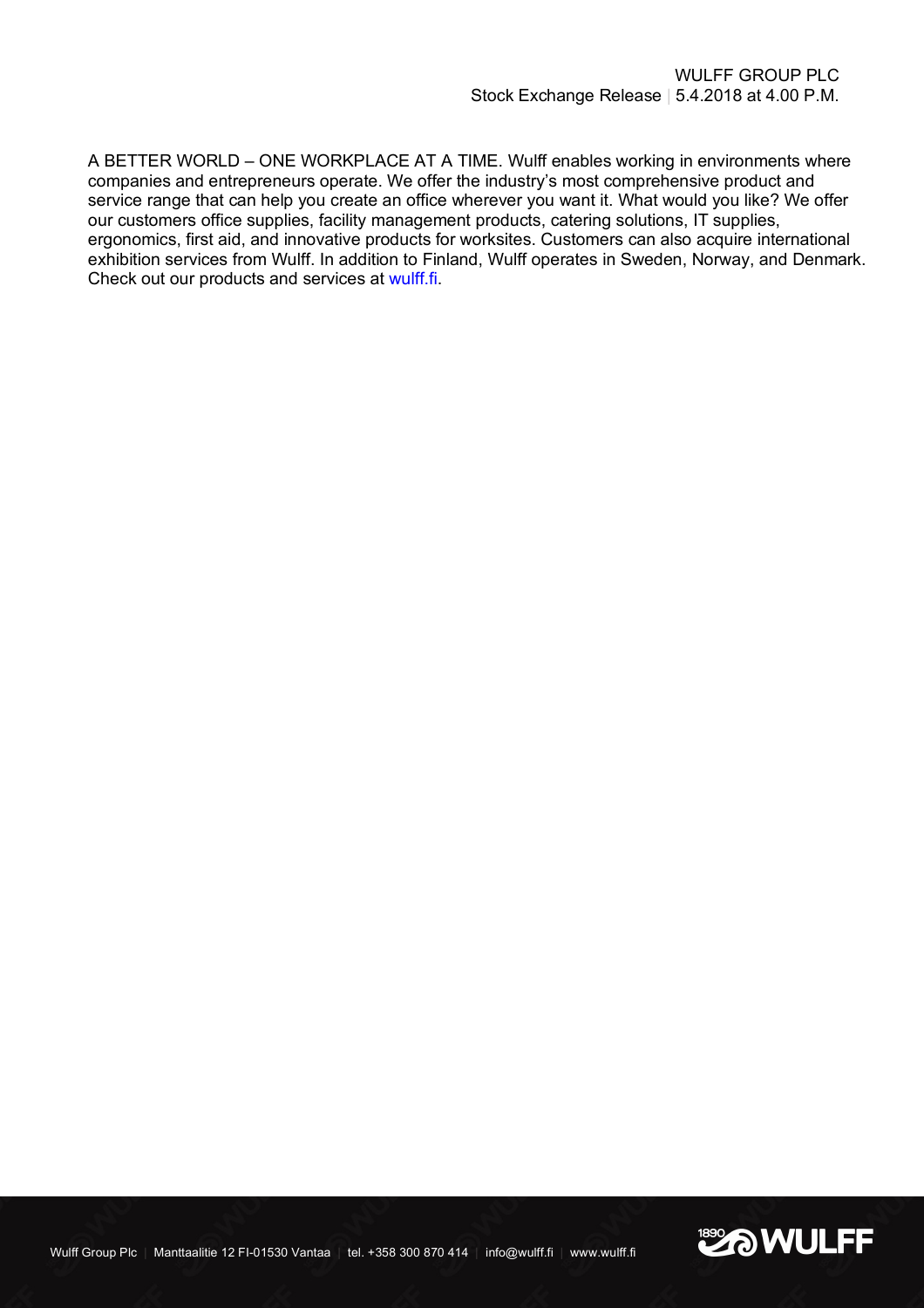A BETTER WORLD – ONE WORKPLACE AT A TIME. Wulff enables working in environments where companies and entrepreneurs operate. We offer the industry's most comprehensive product and service range that can help you create an office wherever you want it. What would you like? We offer our customers office supplies, facility management products, catering solutions, IT supplies, ergonomics, first aid, and innovative products for worksites. Customers can also acquire international exhibition services from Wulff. In addition to Finland, Wulff operates in Sweden, Norway, and Denmark. Check out our products and services at wulff.fi.